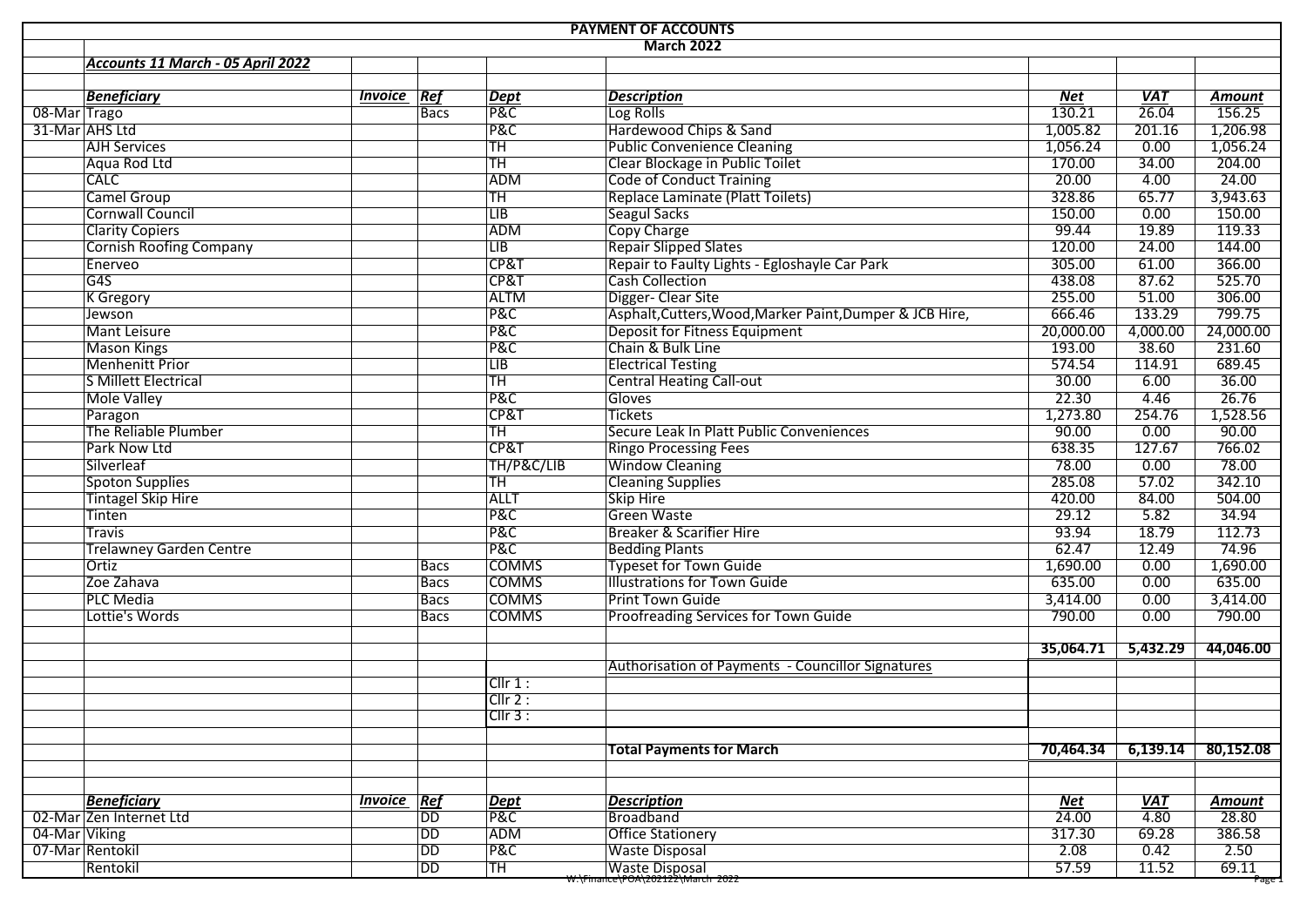# PAYMENT OF ACCOUNTS

## March 2022

***Accounts 11 March - 05 April 2022***

| | *Beneficiary* | *Invoice* | *Ref* | *Dept* | *Description* | *Net* | *VAT* | *Amount* |
|---|---|---|---|---|---|---|---|---|
| 08-Mar | Trago | | Bacs | P&C | Log Rolls | 130.21 | 26.04 | 156.25 |
| 31-Mar | AHS Ltd | | | P&C | Hardewood Chips & Sand | 1,005.82 | 201.16 | 1,206.98 |
| | AJH Services | | | TH | Public Convenience Cleaning | 1,056.24 | 0.00 | 1,056.24 |
| | Aqua Rod Ltd | | | TH | Clear Blockage in Public Toilet | 170.00 | 34.00 | 204.00 |
| | CALC | | | ADM | Code of Conduct Training | 20.00 | 4.00 | 24.00 |
| | Camel Group | | | TH | Replace Laminate (Platt Toilets) | 328.86 | 65.77 | 3,943.63 |
| | Cornwall Council | | | LIB | Seagul Sacks | 150.00 | 0.00 | 150.00 |
| | Clarity Copiers | | | ADM | Copy Charge | 99.44 | 19.89 | 119.33 |
| | Cornish Roofing Company | | | LIB | Repair Slipped Slates | 120.00 | 24.00 | 144.00 |
| | Enerveo | | | CP&T | Repair to Faulty Lights - Egloshayle Car Park | 305.00 | 61.00 | 366.00 |
| | G4S | | | CP&T | Cash Collection | 438.08 | 87.62 | 525.70 |
| | K Gregory | | | ALTM | Digger- Clear Site | 255.00 | 51.00 | 306.00 |
| | Jewson | | | P&C | Asphalt,Cutters,Wood,Marker Paint,Dumper & JCB Hire, | 666.46 | 133.29 | 799.75 |
| | Mant Leisure | | | P&C | Deposit for Fitness Equipment | 20,000.00 | 4,000.00 | 24,000.00 |
| | Mason Kings | | | P&C | Chain & Bulk Line | 193.00 | 38.60 | 231.60 |
| | Menhenitt Prior | | | LIB | Electrical Testing | 574.54 | 114.91 | 689.45 |
| | S Millett Electrical | | | TH | Central Heating Call-out | 30.00 | 6.00 | 36.00 |
| | Mole Valley | | | P&C | Gloves | 22.30 | 4.46 | 26.76 |
| | Paragon | | | CP&T | Tickets | 1,273.80 | 254.76 | 1,528.56 |
| | The Reliable Plumber | | | TH | Secure Leak In Platt Public Conveniences | 90.00 | 0.00 | 90.00 |
| | Park Now Ltd | | | CP&T | Ringo Processing Fees | 638.35 | 127.67 | 766.02 |
| | Silverleaf | | | TH/P&C/LIB | Window Cleaning | 78.00 | 0.00 | 78.00 |
| | Spoton Supplies | | | TH | Cleaning Supplies | 285.08 | 57.02 | 342.10 |
| | Tintagel Skip Hire | | | ALLT | Skip Hire | 420.00 | 84.00 | 504.00 |
| | Tinten | | | P&C | Green Waste | 29.12 | 5.82 | 34.94 |
| | Travis | | | P&C | Breaker & Scarifier Hire | 93.94 | 18.79 | 112.73 |
| | Trelawney Garden Centre | | | P&C | Bedding Plants | 62.47 | 12.49 | 74.96 |
| | Ortiz | | Bacs | COMMS | Typeset for Town Guide | 1,690.00 | 0.00 | 1,690.00 |
| | Zoe Zahava | | Bacs | COMMS | Illustrations for Town Guide | 635.00 | 0.00 | 635.00 |
| | PLC Media | | Bacs | COMMS | Print Town Guide | 3,414.00 | 0.00 | 3,414.00 |
| | Lottie's Words | | Bacs | COMMS | Proofreading Services for Town Guide | 790.00 | 0.00 | 790.00 |
| | | | | | | **35,064.71** | **5,432.29** | **44,046.00** |
| | | | | | Authorisation of Payments - Councillor Signatures | | | |
| | | | | Cllr 1 : | | | | |
| | | | | Cllr 2 : | | | | |
| | | | | Cllr 3 : | | | | |
| | | | | | **Total Payments for March** | **70,464.34** | **6,139.14** | **80,152.08** |

| | *Beneficiary* | *Invoice* | *Ref* | *Dept* | *Description* | *Net* | *VAT* | *Amount* |
|---|---|---|---|---|---|---|---|---|
| 02-Mar | Zen Internet Ltd | | DD | P&C | Broadband | 24.00 | 4.80 | 28.80 |
| 04-Mar | Viking | | DD | ADM | Office Stationery | 317.30 | 69.28 | 386.58 |
| 07-Mar | Rentokil | | DD | P&C | Waste Disposal | 2.08 | 0.42 | 2.50 |
| | Rentokil | | DD | TH | Waste Disposal | 57.59 | 11.52 | 69.11 |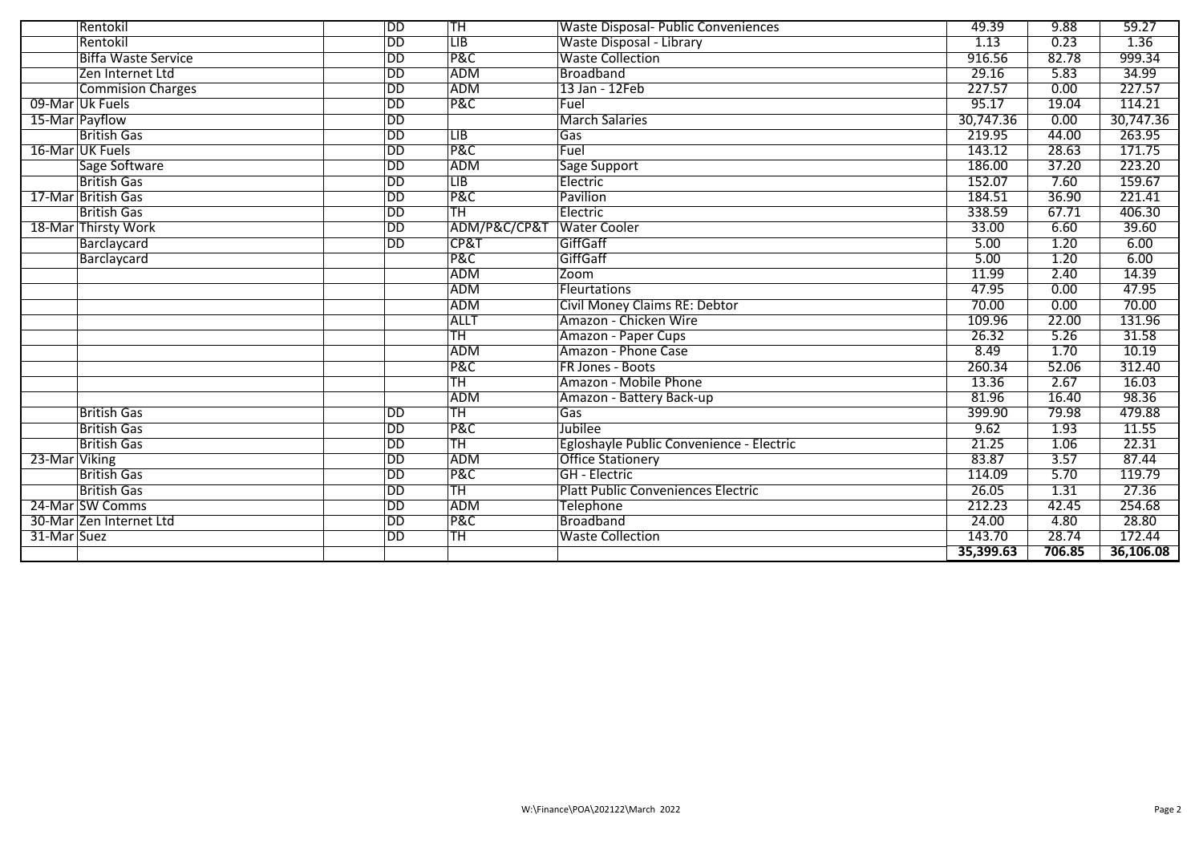| | | | | | | | | |
|---|---|---|---|---|---|---|---|---|
| | Rentokil | | DD | TH | Waste Disposal- Public Conveniences | 49.39 | 9.88 | 59.27 |
| | Rentokil | | DD | LIB | Waste Disposal - Library | 1.13 | 0.23 | 1.36 |
| | Biffa Waste Service | | DD | P&C | Waste Collection | 916.56 | 82.78 | 999.34 |
| | Zen Internet Ltd | | DD | ADM | Broadband | 29.16 | 5.83 | 34.99 |
| | Commision Charges | | DD | ADM | 13 Jan - 12Feb | 227.57 | 0.00 | 227.57 |
| 09-Mar | Uk Fuels | | DD | P&C | Fuel | 95.17 | 19.04 | 114.21 |
| 15-Mar | Payflow | | DD | | March Salaries | 30,747.36 | 0.00 | 30,747.36 |
| | British Gas | | DD | LIB | Gas | 219.95 | 44.00 | 263.95 |
| 16-Mar | UK Fuels | | DD | P&C | Fuel | 143.12 | 28.63 | 171.75 |
| | Sage Software | | DD | ADM | Sage Support | 186.00 | 37.20 | 223.20 |
| | British Gas | | DD | LIB | Electric | 152.07 | 7.60 | 159.67 |
| 17-Mar | British Gas | | DD | P&C | Pavilion | 184.51 | 36.90 | 221.41 |
| | British Gas | | DD | TH | Electric | 338.59 | 67.71 | 406.30 |
| 18-Mar | Thirsty Work | | DD | ADM/P&C/CP&T | Water Cooler | 33.00 | 6.60 | 39.60 |
| | Barclaycard | | DD | CP&T | GiffGaff | 5.00 | 1.20 | 6.00 |
| | Barclaycard | | | P&C | GiffGaff | 5.00 | 1.20 | 6.00 |
| | | | | ADM | Zoom | 11.99 | 2.40 | 14.39 |
| | | | | ADM | Fleurtations | 47.95 | 0.00 | 47.95 |
| | | | | ADM | Civil Money Claims RE: Debtor | 70.00 | 0.00 | 70.00 |
| | | | | ALLT | Amazon - Chicken Wire | 109.96 | 22.00 | 131.96 |
| | | | | TH | Amazon - Paper Cups | 26.32 | 5.26 | 31.58 |
| | | | | ADM | Amazon - Phone Case | 8.49 | 1.70 | 10.19 |
| | | | | P&C | FR Jones - Boots | 260.34 | 52.06 | 312.40 |
| | | | | TH | Amazon - Mobile Phone | 13.36 | 2.67 | 16.03 |
| | | | | ADM | Amazon - Battery Back-up | 81.96 | 16.40 | 98.36 |
| | British Gas | | DD | TH | Gas | 399.90 | 79.98 | 479.88 |
| | British Gas | | DD | P&C | Jubilee | 9.62 | 1.93 | 11.55 |
| | British Gas | | DD | TH | Egloshayle Public Convenience - Electric | 21.25 | 1.06 | 22.31 |
| 23-Mar | Viking | | DD | ADM | Office Stationery | 83.87 | 3.57 | 87.44 |
| | British Gas | | DD | P&C | GH - Electric | 114.09 | 5.70 | 119.79 |
| | British Gas | | DD | TH | Platt Public Conveniences Electric | 26.05 | 1.31 | 27.36 |
| 24-Mar | SW Comms | | DD | ADM | Telephone | 212.23 | 42.45 | 254.68 |
| 30-Mar | Zen Internet Ltd | | DD | P&C | Broadband | 24.00 | 4.80 | 28.80 |
| 31-Mar | Suez | | DD | TH | Waste Collection | 143.70 | 28.74 | 172.44 |
| | | | | | | **35,399.63** | **706.85** | **36,106.08** |

W:\Finance\POA\202122\March 2022